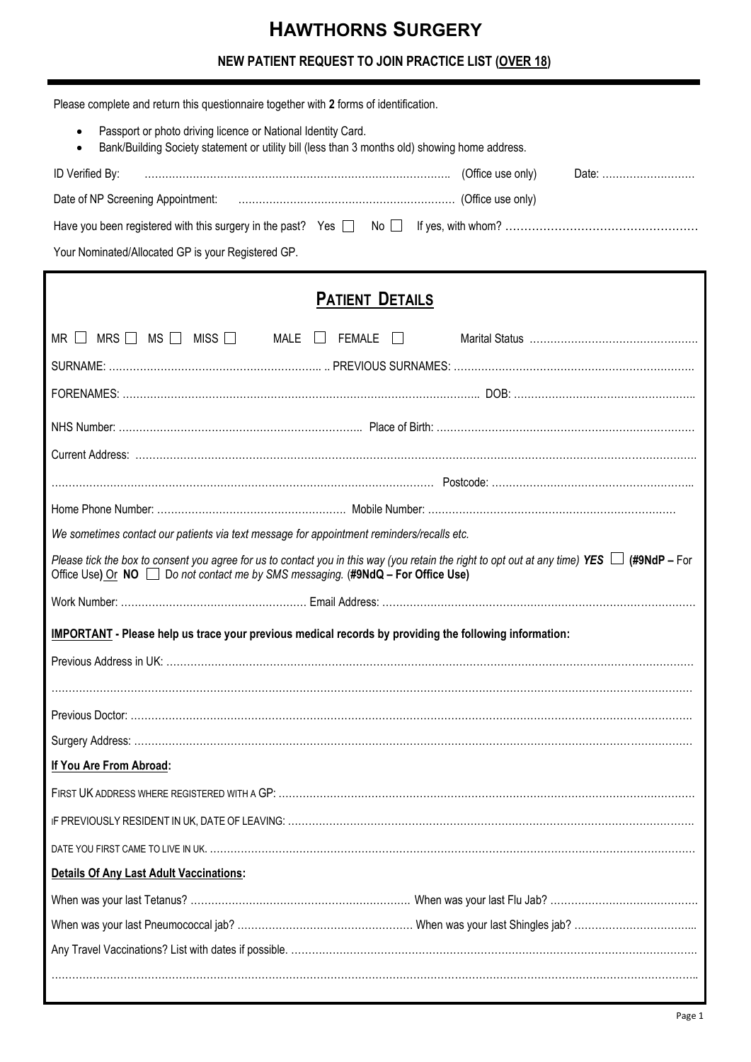# HAWTHORNS SURGERY

## NEW PATIENT REQUEST TO JOIN PRACTICE LIST (OVER 18)

Please complete and return this questionnaire together with **2** forms of identification.

- Passport or photo driving licence or National Identity Card.
- Bank/Building Society statement or utility bill (less than 3 months old) showing home address.

ID Verified By: ………………………………………………………………………….. (Office use only) Date: ………………………

Date of NP Screening Appointment: ……………………………………………………… (Office use only)

Have you been registered with this surgery in the past? Yes ☐ No ☐ If yes, with whom? ……………………………………………

Your Nominated/Allocated GP is your Registered GP.

## PATIENT DETAILS

MR ☐ MRS ☐ MS ☐ MISS ☐ MALE ☐ FEMALE ☐ Marital Status …………………………………………

SURNAME: …………………………………………………….. .. PREVIOUS SURNAMES: ……………………………………………………………

FORENAMES: ……………………………………………………………………………………….. DOB: ……………………………………………..

NHS Number: …………………………………………………………….. Place of Birth: …………………………………………………………………

Current Address: ……………………………………………………………………………………………………………………………………………

……………………………………………………………………………………………… Postcode: …………………………………………………..

Home Phone Number: ………………………………………………. Mobile Number: ………………………………………………………………

*We sometimes contact our patients via text message for appointment reminders/recalls etc.*

*Please tick the box to consent you agree for us to contact you in this way (you retain the right to opt out at any time)* ***YES*** ☐ **(#9NdP –** For Office Use**)** Or **NO** ☐ D*o not contact me by SMS messaging.* (**#9NdQ – For Office Use)**

Work Number: ……………………………………………… Email Address: …………………………………………………………………………

**IMPORTANT - Please help us trace your previous medical records by providing the following information:**

Previous Address in UK: ……………………………………………………………………………………………………………………………………

……………………………………………………………………………………………………………………………………………………………………

Previous Doctor: ……………………………………………………………………………………………………………………………………………

Surgery Address: ……………………………………………………………………………………………………………………………………………

**If You Are From Abroad:**

FIRST UK ADDRESS WHERE REGISTERED WITH A GP: ……………………………………………………………………………………………

IF PREVIOUSLY RESIDENT IN UK, DATE OF LEAVING: ………………………………………………………………………………………………

DATE YOU FIRST CAME TO LIVE IN UK. ………………………………………………………………………………………………………………

**Details Of Any Last Adult Vaccinations:**

When was your last Tetanus? ……………………………………………………… When was your last Flu Jab? ……………………………………

When was your last Pneumococcal jab? …………………………………………… When was your last Shingles jab? ……………………………..

Any Travel Vaccinations? List with dates if possible. ……………………………………………………………………………………………

……………………………………………………………………………………………………………………………………………………………………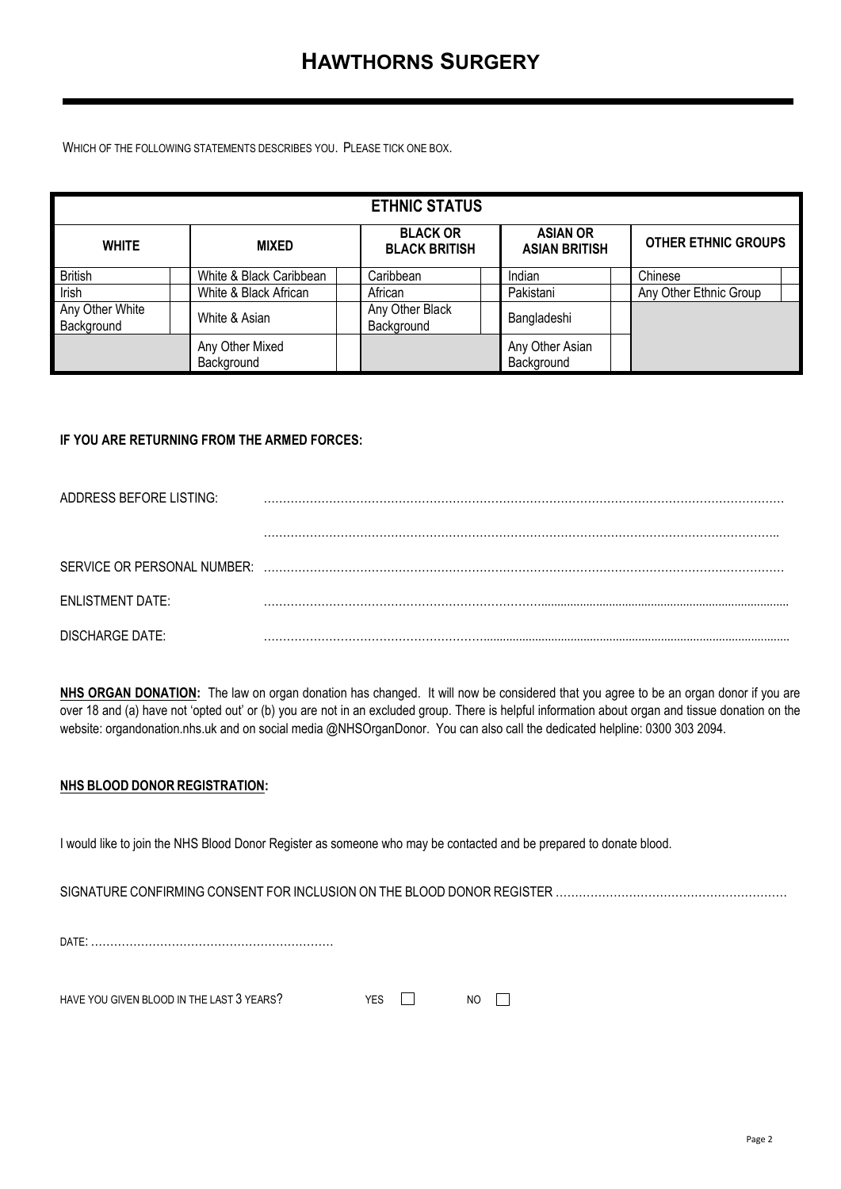# HAWTHORNS SURGERY

WHICH OF THE FOLLOWING STATEMENTS DESCRIBES YOU. PLEASE TICK ONE BOX.

| ETHNIC STATUS | | | | | | | | | |
|---|---|---|---|---|---|---|---|---|---|
| **WHITE** | | **MIXED** | | **BLACK OR BLACK BRITISH** | | **ASIAN OR ASIAN BRITISH** | | **OTHER ETHNIC GROUPS** | |
| British | | White & Black Caribbean | | Caribbean | | Indian | | Chinese | |
| Irish | | White & Black African | | African | | Pakistani | | Any Other Ethnic Group | |
| Any Other White Background | | White & Asian | | Any Other Black Background | | Bangladeshi | | | |
| | | Any Other Mixed Background | | | | Any Other Asian Background | | | |

**IF YOU ARE RETURNING FROM THE ARMED FORCES:**

ADDRESS BEFORE LISTING: …………………………………………………………………………………………………………

…………………………………………………………………………………………………………

SERVICE OR PERSONAL NUMBER: …………………………………………………………………………………………………………

ENLISTMENT DATE: …………………………………………………………………………………………………………

DISCHARGE DATE: …………………………………………………………………………………………………………

**NHS ORGAN DONATION:** The law on organ donation has changed. It will now be considered that you agree to be an organ donor if you are over 18 and (a) have not 'opted out' or (b) you are not in an excluded group. There is helpful information about organ and tissue donation on the website: organdonation.nhs.uk and on social media @NHSOrganDonor. You can also call the dedicated helpline: 0300 303 2094.

**NHS BLOOD DONOR REGISTRATION:**

I would like to join the NHS Blood Donor Register as someone who may be contacted and be prepared to donate blood.

SIGNATURE CONFIRMING CONSENT FOR INCLUSION ON THE BLOOD DONOR REGISTER ……………………………………………………

DATE: ……………………………………………………

HAVE YOU GIVEN BLOOD IN THE LAST 3 YEARS? YES ☐ NO ☐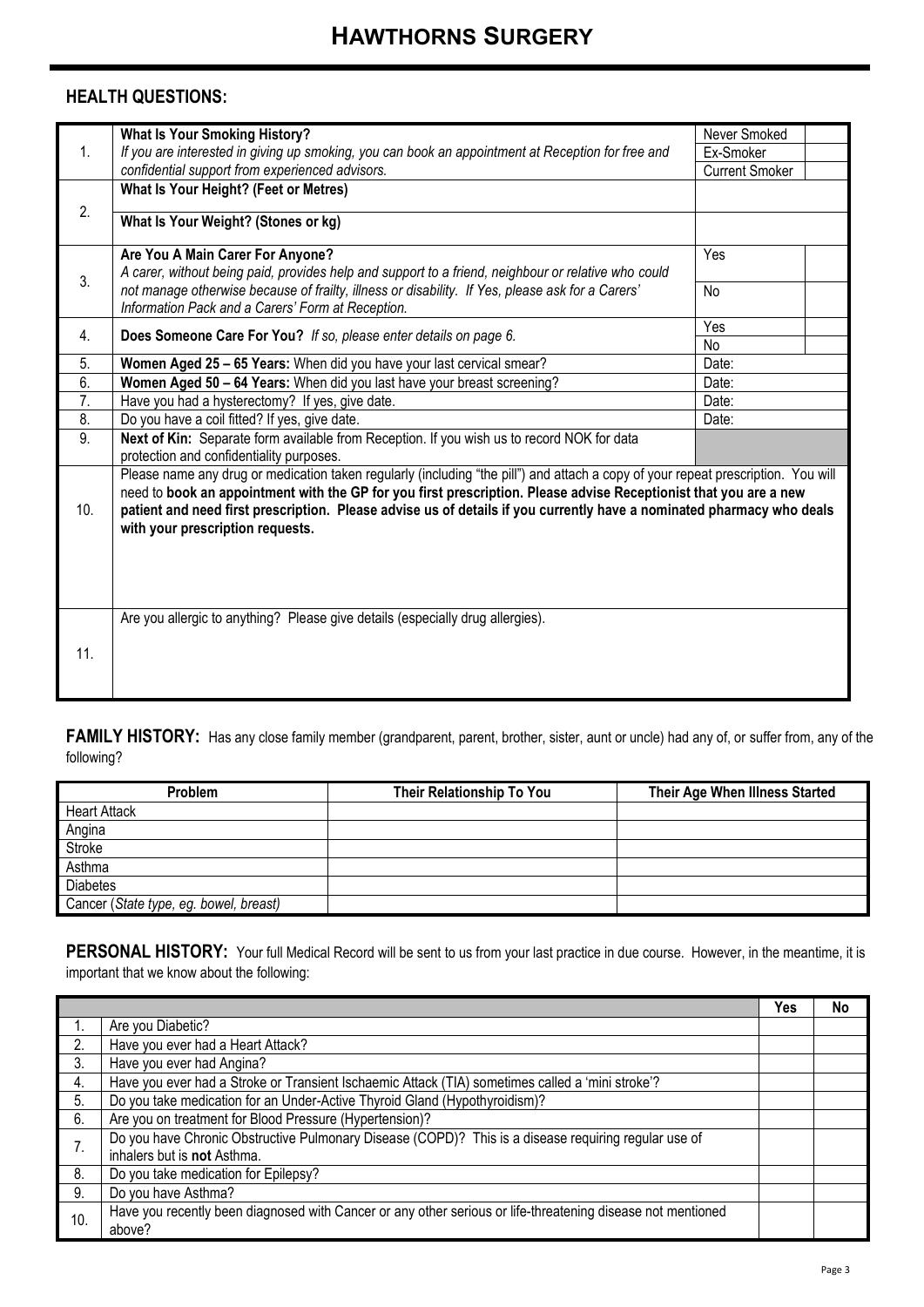# HAWTHORNS SURGERY

## HEALTH QUESTIONS:

| | | | |
|---|---|---|---|
| 1. | **What Is Your Smoking History?**<br>*If you are interested in giving up smoking, you can book an appointment at Reception for free and confidential support from experienced advisors.* | Never Smoked<br>Ex-Smoker<br>Current Smoker | |
| 2. | **What Is Your Height? (Feet or Metres)** | | |
| | **What Is Your Weight? (Stones or kg)** | | |
| 3. | **Are You A Main Carer For Anyone?**<br>*A carer, without being paid, provides help and support to a friend, neighbour or relative who could not manage otherwise because of frailty, illness or disability. If Yes, please ask for a Carers' Information Pack and a Carers' Form at Reception.* | Yes<br>No | |
| 4. | **Does Someone Care For You?** *If so, please enter details on page 6.* | Yes<br>No | |
| 5. | **Women Aged 25 – 65 Years:** When did you have your last cervical smear? | Date: | |
| 6. | **Women Aged 50 – 64 Years:** When did you last have your breast screening? | Date: | |
| 7. | Have you had a hysterectomy? If yes, give date. | Date: | |
| 8. | Do you have a coil fitted? If yes, give date. | Date: | |
| 9. | **Next of Kin:** Separate form available from Reception. If you wish us to record NOK for data protection and confidentiality purposes. | | |
| 10. | Please name any drug or medication taken regularly (including "the pill") and attach a copy of your repeat prescription. You will need to **book an appointment with the GP for you first prescription. Please advise Receptionist that you are a new patient and need first prescription. Please advise us of details if you currently have a nominated pharmacy who deals with your prescription requests.** | | |
| 11. | Are you allergic to anything? Please give details (especially drug allergies). | | |

**FAMILY HISTORY:** Has any close family member (grandparent, parent, brother, sister, aunt or uncle) had any of, or suffer from, any of the following?

| Problem | Their Relationship To You | Their Age When Illness Started |
|---|---|---|
| Heart Attack | | |
| Angina | | |
| Stroke | | |
| Asthma | | |
| Diabetes | | |
| Cancer (*State type, eg. bowel, breast*) | | |

**PERSONAL HISTORY:** Your full Medical Record will be sent to us from your last practice in due course. However, in the meantime, it is important that we know about the following:

| | | Yes | No |
|---|---|---|---|
| 1. | Are you Diabetic? | | |
| 2. | Have you ever had a Heart Attack? | | |
| 3. | Have you ever had Angina? | | |
| 4. | Have you ever had a Stroke or Transient Ischaemic Attack (TIA) sometimes called a 'mini stroke'? | | |
| 5. | Do you take medication for an Under-Active Thyroid Gland (Hypothyroidism)? | | |
| 6. | Are you on treatment for Blood Pressure (Hypertension)? | | |
| 7. | Do you have Chronic Obstructive Pulmonary Disease (COPD)? This is a disease requiring regular use of inhalers but is **not** Asthma. | | |
| 8. | Do you take medication for Epilepsy? | | |
| 9. | Do you have Asthma? | | |
| 10. | Have you recently been diagnosed with Cancer or any other serious or life-threatening disease not mentioned above? | | |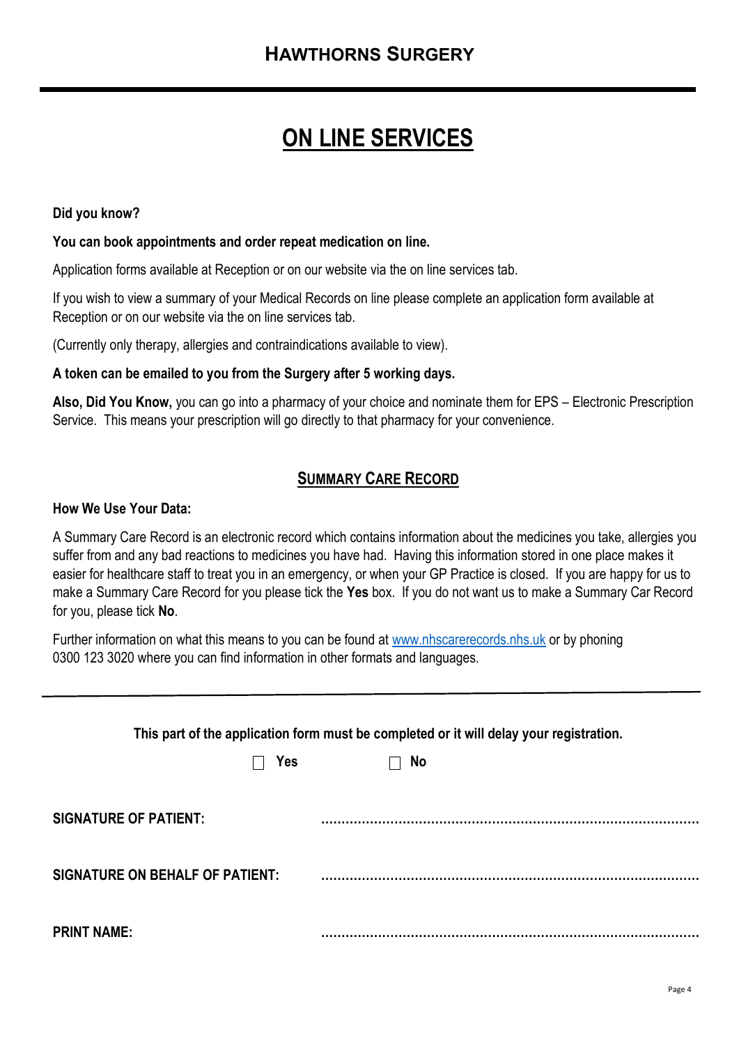# HAWTHORNS SURGERY

## ON LINE SERVICES

**Did you know?**

**You can book appointments and order repeat medication on line.**

Application forms available at Reception or on our website via the on line services tab.

If you wish to view a summary of your Medical Records on line please complete an application form available at Reception or on our website via the on line services tab.

(Currently only therapy, allergies and contraindications available to view).

**A token can be emailed to you from the Surgery after 5 working days.**

**Also, Did You Know,** you can go into a pharmacy of your choice and nominate them for EPS – Electronic Prescription Service. This means your prescription will go directly to that pharmacy for your convenience.

## SUMMARY CARE RECORD

**How We Use Your Data:**

A Summary Care Record is an electronic record which contains information about the medicines you take, allergies you suffer from and any bad reactions to medicines you have had. Having this information stored in one place makes it easier for healthcare staff to treat you in an emergency, or when your GP Practice is closed. If you are happy for us to make a Summary Care Record for you please tick the **Yes** box. If you do not want us to make a Summary Car Record for you, please tick **No**.

Further information on what this means to you can be found at www.nhscarerecords.nhs.uk or by phoning 0300 123 3020 where you can find information in other formats and languages.

---

**This part of the application form must be completed or it will delay your registration.**

☐ **Yes** ☐ **No**

**SIGNATURE OF PATIENT:** ..........................................................................................

**SIGNATURE ON BEHALF OF PATIENT:** ..........................................................................................

**PRINT NAME:** ..........................................................................................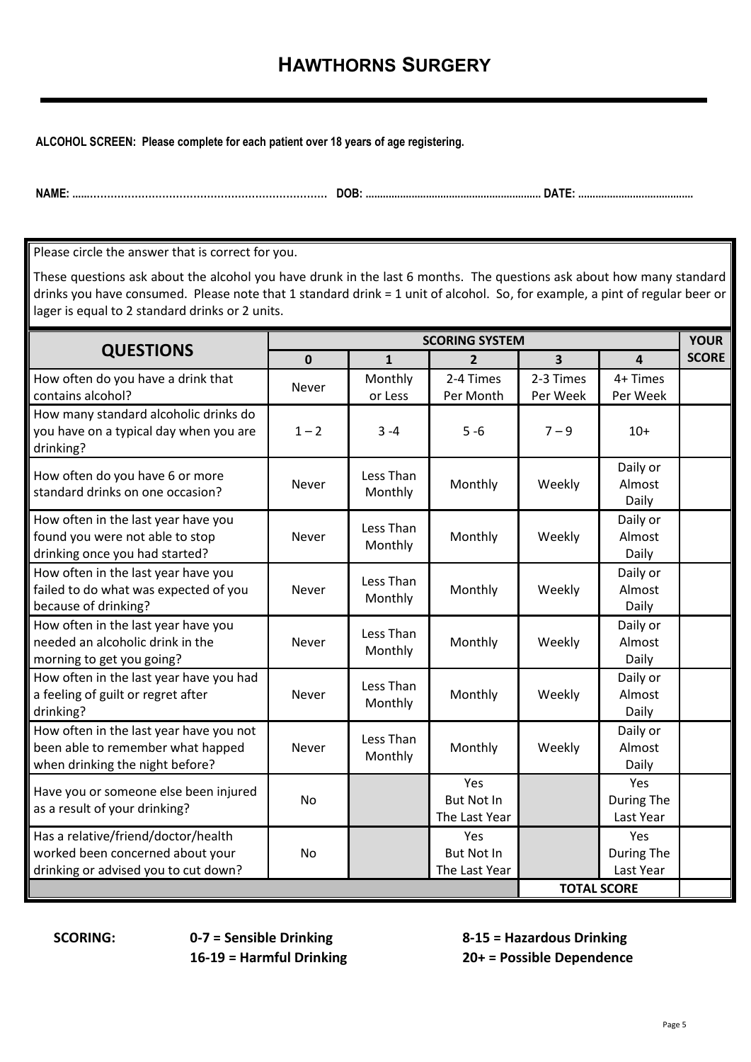# HAWTHORNS SURGERY

**ALCOHOL SCREEN: Please complete for each patient over 18 years of age registering.**

**NAME: .......................................................................... DOB: ............................................................. DATE: ........................................**

Please circle the answer that is correct for you.

These questions ask about the alcohol you have drunk in the last 6 months. The questions ask about how many standard drinks you have consumed. Please note that 1 standard drink = 1 unit of alcohol. So, for example, a pint of regular beer or lager is equal to 2 standard drinks or 2 units.

| QUESTIONS | SCORING SYSTEM | | | | | YOUR SCORE |
|---|---|---|---|---|---|---|
| | **0** | **1** | **2** | **3** | **4** | |
| How often do you have a drink that contains alcohol? | Never | Monthly or Less | 2-4 Times Per Month | 2-3 Times Per Week | 4+ Times Per Week | |
| How many standard alcoholic drinks do you have on a typical day when you are drinking? | 1 – 2 | 3 -4 | 5 -6 | 7 – 9 | 10+ | |
| How often do you have 6 or more standard drinks on one occasion? | Never | Less Than Monthly | Monthly | Weekly | Daily or Almost Daily | |
| How often in the last year have you found you were not able to stop drinking once you had started? | Never | Less Than Monthly | Monthly | Weekly | Daily or Almost Daily | |
| How often in the last year have you failed to do what was expected of you because of drinking? | Never | Less Than Monthly | Monthly | Weekly | Daily or Almost Daily | |
| How often in the last year have you needed an alcoholic drink in the morning to get you going? | Never | Less Than Monthly | Monthly | Weekly | Daily or Almost Daily | |
| How often in the last year have you had a feeling of guilt or regret after drinking? | Never | Less Than Monthly | Monthly | Weekly | Daily or Almost Daily | |
| How often in the last year have you not been able to remember what happed when drinking the night before? | Never | Less Than Monthly | Monthly | Weekly | Daily or Almost Daily | |
| Have you or someone else been injured as a result of your drinking? | No | | Yes But Not In The Last Year | | Yes During The Last Year | |
| Has a relative/friend/doctor/health worked been concerned about your drinking or advised you to cut down? | No | | Yes But Not In The Last Year | | Yes During The Last Year | |
| | | | | **TOTAL SCORE** | | |

**SCORING:** **0-7 = Sensible Drinking** **8-15 = Hazardous Drinking** **16-19 = Harmful Drinking** **20+ = Possible Dependence**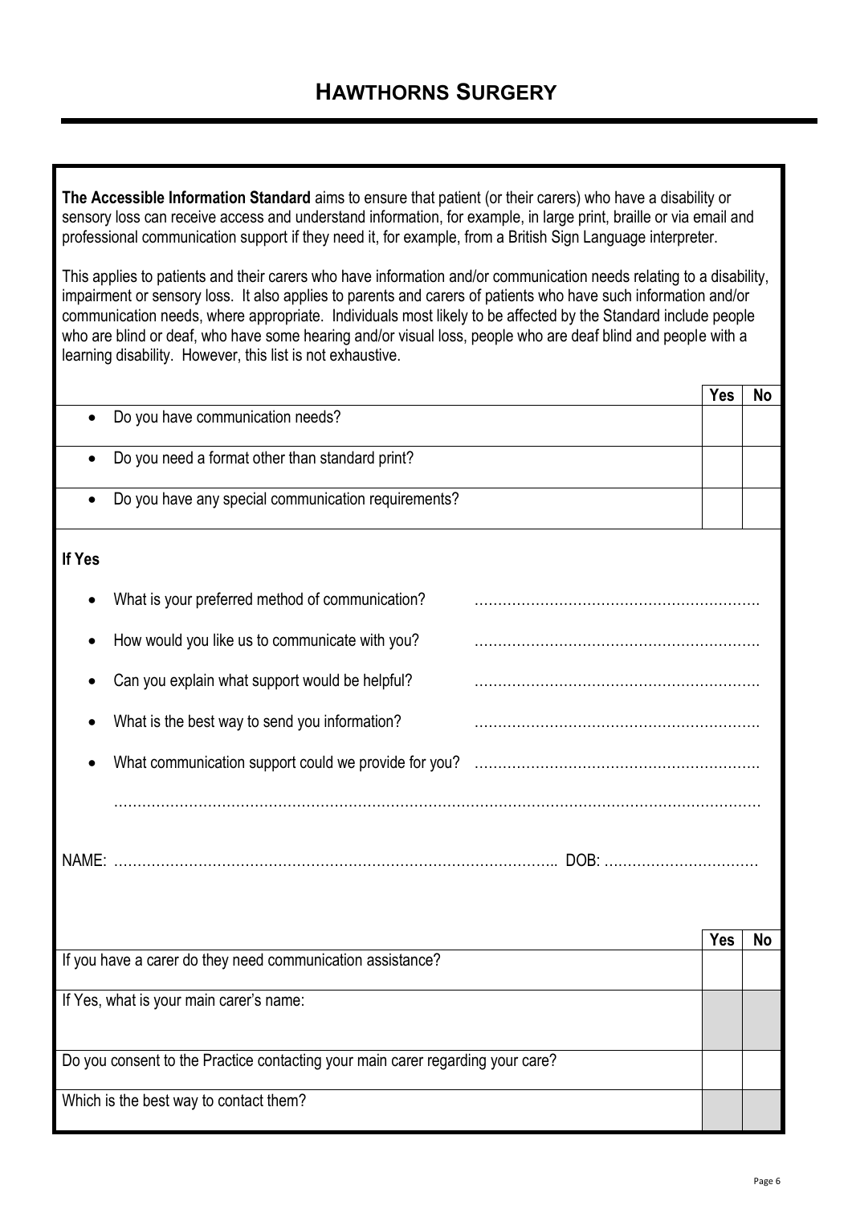# HAWTHORNS SURGERY

**The Accessible Information Standard** aims to ensure that patient (or their carers) who have a disability or sensory loss can receive access and understand information, for example, in large print, braille or via email and professional communication support if they need it, for example, from a British Sign Language interpreter.

This applies to patients and their carers who have information and/or communication needs relating to a disability, impairment or sensory loss. It also applies to parents and carers of patients who have such information and/or communication needs, where appropriate. Individuals most likely to be affected by the Standard include people who are blind or deaf, who have some hearing and/or visual loss, people who are deaf blind and people with a learning disability. However, this list is not exhaustive.

| | Yes | No |
|---|---|---|
| • Do you have communication needs? | | |
| • Do you need a format other than standard print? | | |
| • Do you have any special communication requirements? | | |

**If Yes**

- What is your preferred method of communication? ……………………………………………………
- How would you like us to communicate with you? ……………………………………………………
- Can you explain what support would be helpful? ……………………………………………………
- What is the best way to send you information? ……………………………………………………
- What communication support could we provide for you? ……………………………………………………

…………………………………………………………………………………………………………………………

NAME: ………………………………………………………………………………….. DOB: ……………………………

| | Yes | No |
|---|---|---|
| If you have a carer do they need communication assistance? | | |
| If Yes, what is your main carer's name: | | |
| Do you consent to the Practice contacting your main carer regarding your care? | | |
| Which is the best way to contact them? | | |